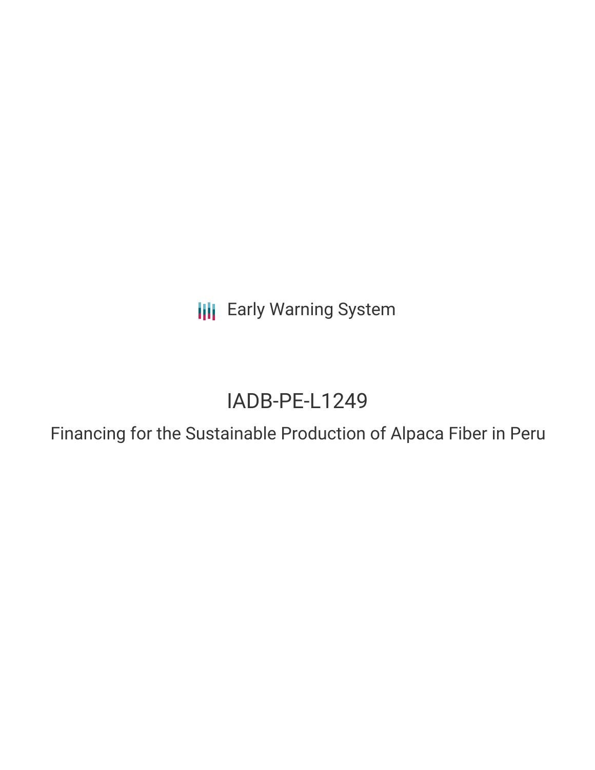Early Warning System

# IADB-PE-L1249

## Financing for the Sustainable Production of Alpaca Fiber in Peru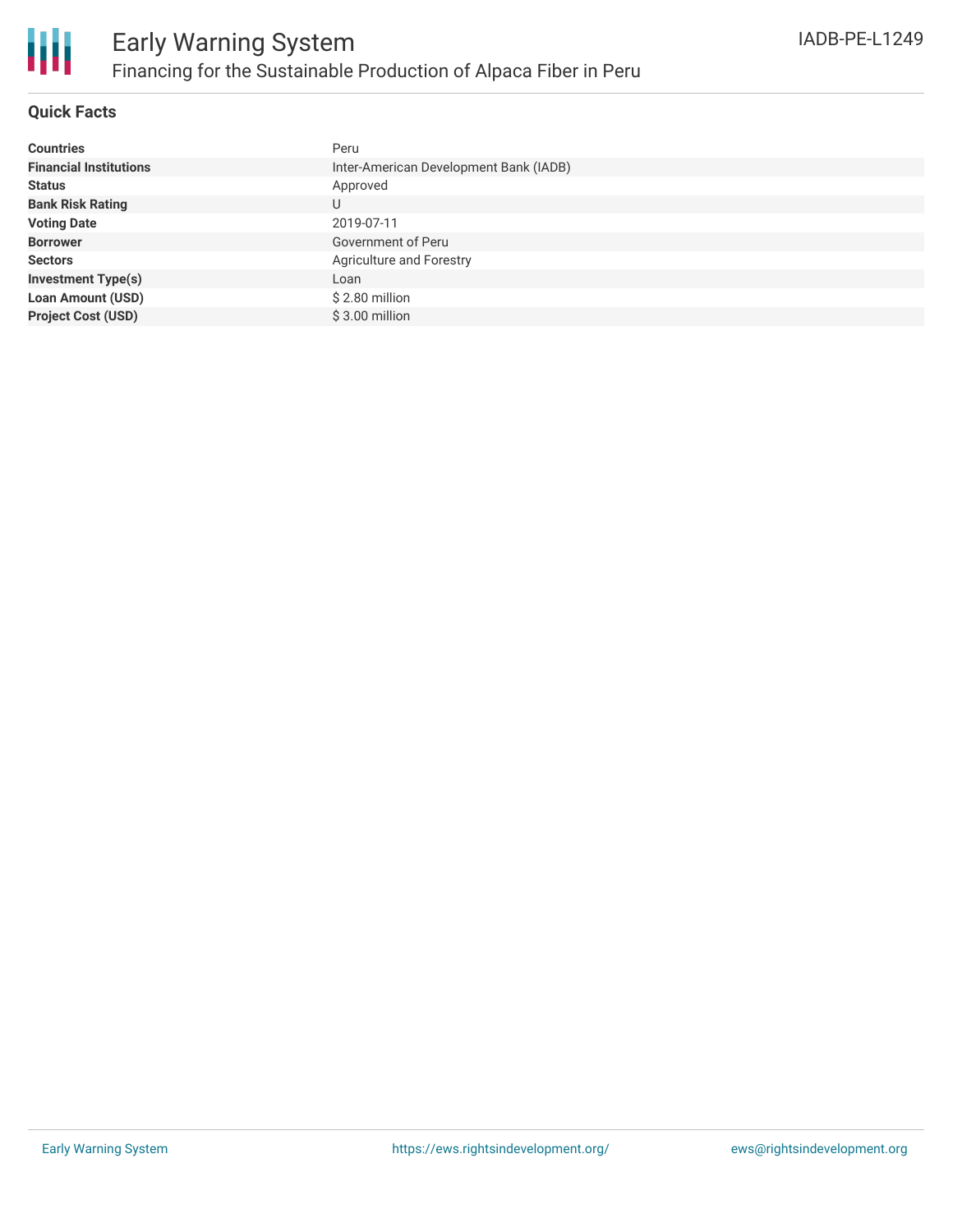# Early Warning System

## Financing for the Sustainable Production of Alpaca Fiber in Peru

IADB-PE-L1249

### Quick Facts

| | |
|---|---|
| **Countries** | Peru |
| **Financial Institutions** | Inter-American Development Bank (IADB) |
| **Status** | Approved |
| **Bank Risk Rating** | U |
| **Voting Date** | 2019-07-11 |
| **Borrower** | Government of Peru |
| **Sectors** | Agriculture and Forestry |
| **Investment Type(s)** | Loan |
| **Loan Amount (USD)** | $ 2.80 million |
| **Project Cost (USD)** | $ 3.00 million |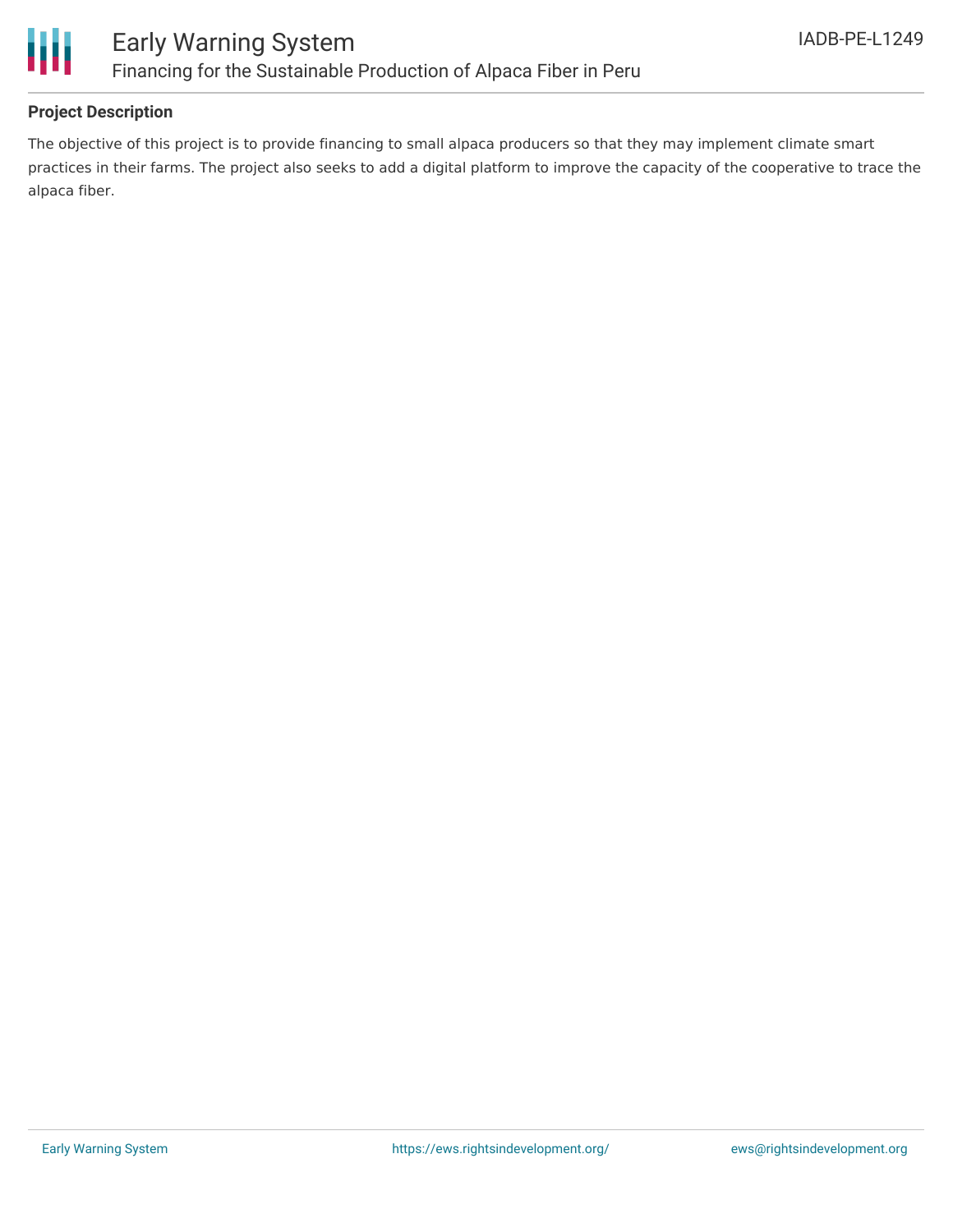**Project Description**

The objective of this project is to provide financing to small alpaca producers so that they may implement climate smart practices in their farms. The project also seeks to add a digital platform to improve the capacity of the cooperative to trace the alpaca fiber.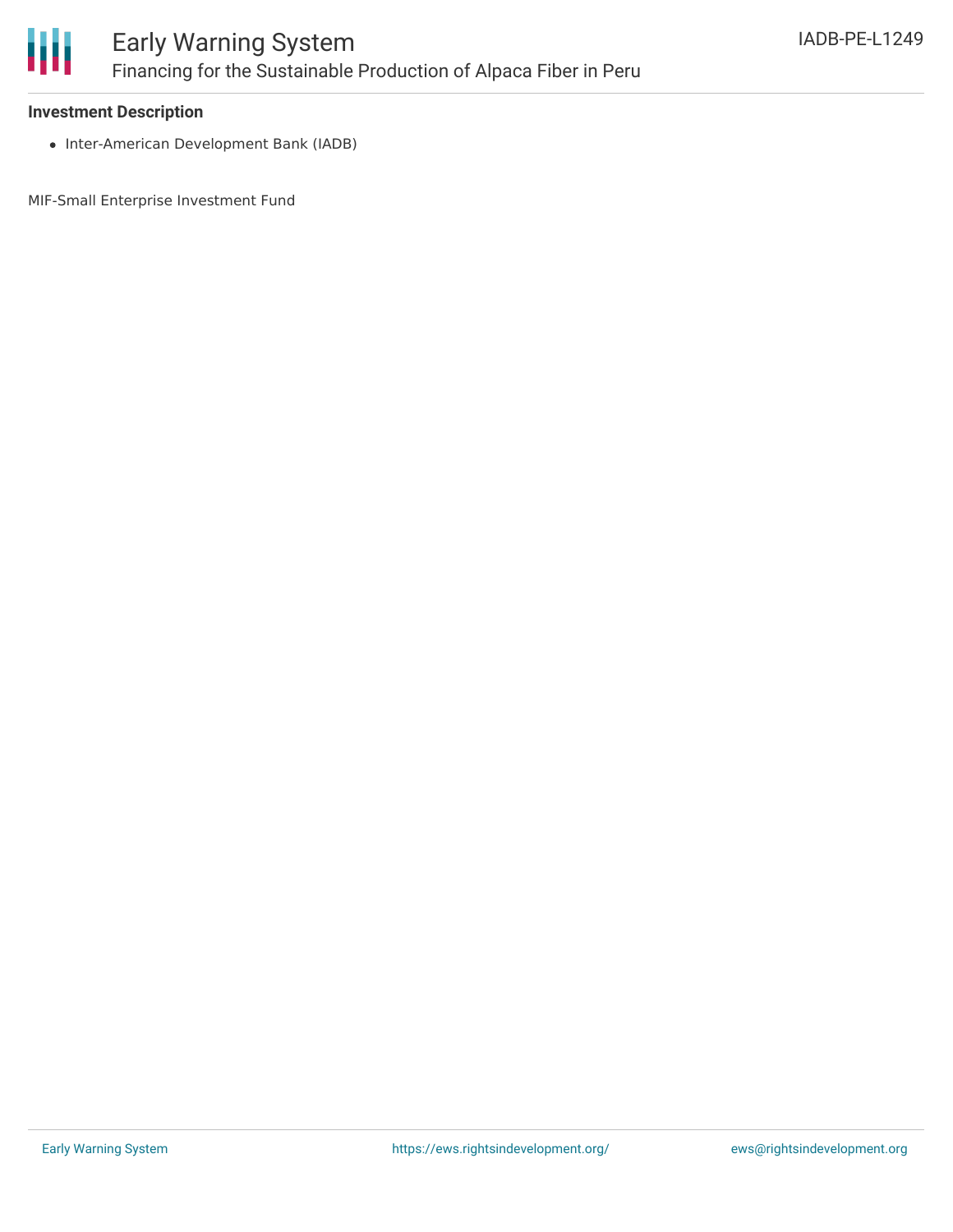**Investment Description**

- Inter-American Development Bank (IADB)

MIF-Small Enterprise Investment Fund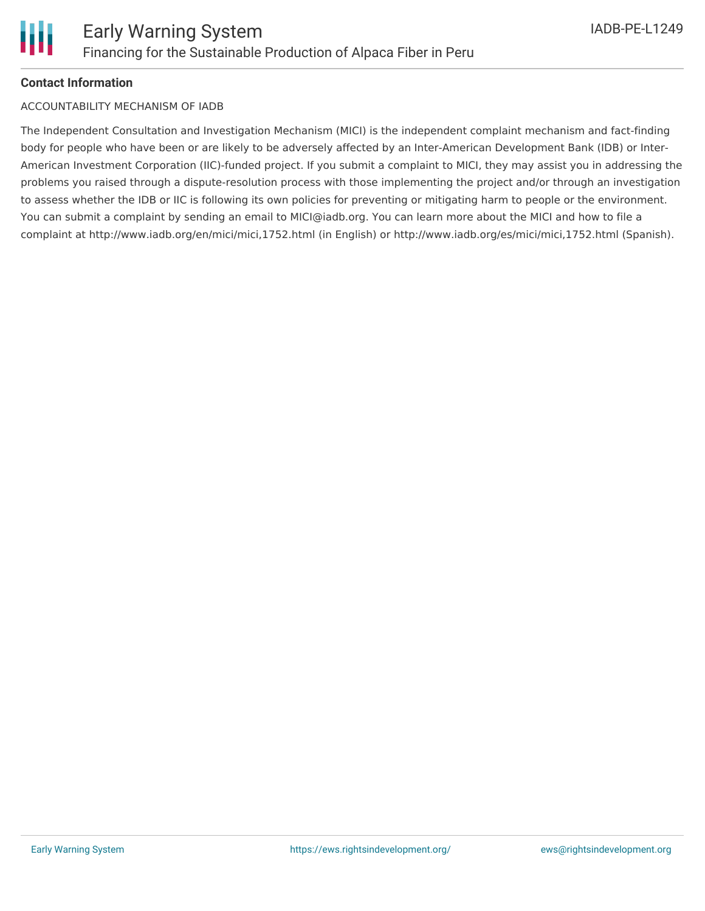**Contact Information**

ACCOUNTABILITY MECHANISM OF IADB

The Independent Consultation and Investigation Mechanism (MICI) is the independent complaint mechanism and fact-finding body for people who have been or are likely to be adversely affected by an Inter-American Development Bank (IDB) or Inter-American Investment Corporation (IIC)-funded project. If you submit a complaint to MICI, they may assist you in addressing the problems you raised through a dispute-resolution process with those implementing the project and/or through an investigation to assess whether the IDB or IIC is following its own policies for preventing or mitigating harm to people or the environment. You can submit a complaint by sending an email to MICI@iadb.org. You can learn more about the MICI and how to file a complaint at http://www.iadb.org/en/mici/mici,1752.html (in English) or http://www.iadb.org/es/mici/mici,1752.html (Spanish).